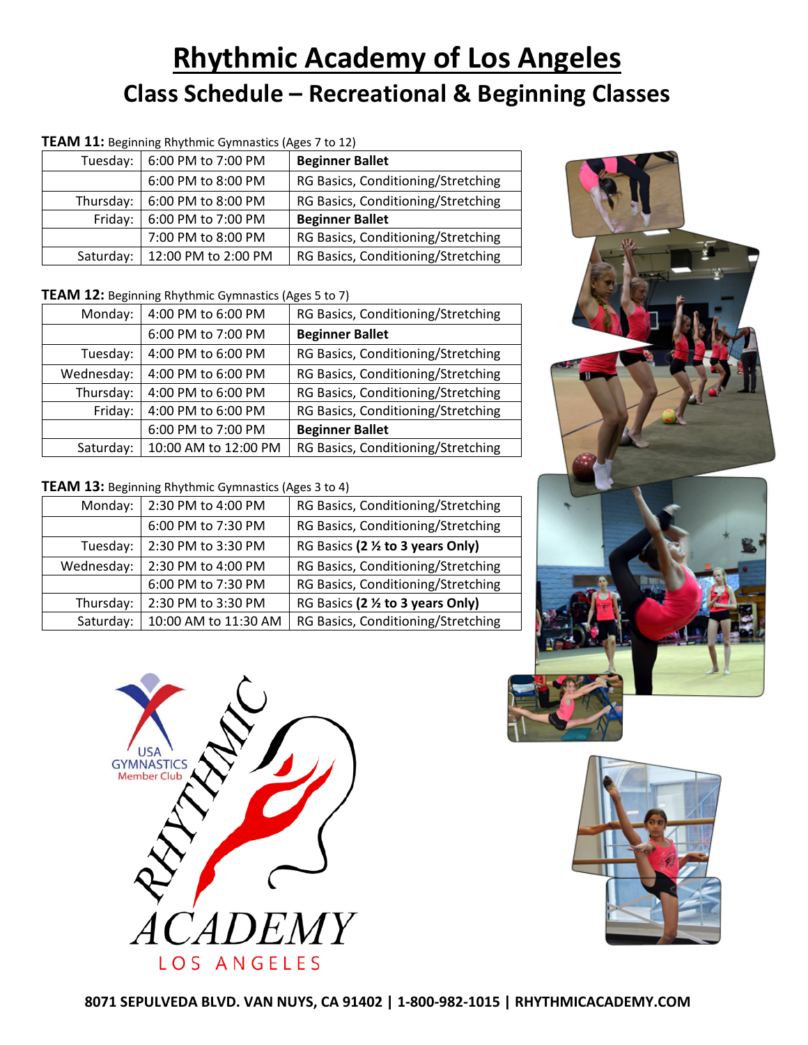# Rhythmic Academy of Los Angeles

## Class Schedule – Recreational & Beginning Classes

**TEAM 11:** Beginning Rhythmic Gymnastics (Ages 7 to 12)

| | | |
|---|---|---|
| Tuesday: | 6:00 PM to 7:00 PM | **Beginner Ballet** |
| | 6:00 PM to 8:00 PM | RG Basics, Conditioning/Stretching |
| Thursday: | 6:00 PM to 8:00 PM | RG Basics, Conditioning/Stretching |
| Friday: | 6:00 PM to 7:00 PM | **Beginner Ballet** |
| | 7:00 PM to 8:00 PM | RG Basics, Conditioning/Stretching |
| Saturday: | 12:00 PM to 2:00 PM | RG Basics, Conditioning/Stretching |

**TEAM 12:** Beginning Rhythmic Gymnastics (Ages 5 to 7)

| | | |
|---|---|---|
| Monday: | 4:00 PM to 6:00 PM | RG Basics, Conditioning/Stretching |
| | 6:00 PM to 7:00 PM | **Beginner Ballet** |
| Tuesday: | 4:00 PM to 6:00 PM | RG Basics, Conditioning/Stretching |
| Wednesday: | 4:00 PM to 6:00 PM | RG Basics, Conditioning/Stretching |
| Thursday: | 4:00 PM to 6:00 PM | RG Basics, Conditioning/Stretching |
| Friday: | 4:00 PM to 6:00 PM | RG Basics, Conditioning/Stretching |
| | 6:00 PM to 7:00 PM | **Beginner Ballet** |
| Saturday: | 10:00 AM to 12:00 PM | RG Basics, Conditioning/Stretching |

**TEAM 13:** Beginning Rhythmic Gymnastics (Ages 3 to 4)

| | | |
|---|---|---|
| Monday: | 2:30 PM to 4:00 PM | RG Basics, Conditioning/Stretching |
| | 6:00 PM to 7:30 PM | RG Basics, Conditioning/Stretching |
| Tuesday: | 2:30 PM to 3:30 PM | RG Basics **(2 ½ to 3 years Only)** |
| Wednesday: | 2:30 PM to 4:00 PM | RG Basics, Conditioning/Stretching |
| | 6:00 PM to 7:30 PM | RG Basics, Conditioning/Stretching |
| Thursday: | 2:30 PM to 3:30 PM | RG Basics **(2 ½ to 3 years Only)** |
| Saturday: | 10:00 AM to 11:30 AM | RG Basics, Conditioning/Stretching |

USA GYMNASTICS Member Club

RHYTHMIC ACADEMY LOS ANGELES

**8071 SEPULVEDA BLVD. VAN NUYS, CA 91402 | 1-800-982-1015 | RHYTHMICACADEMY.COM**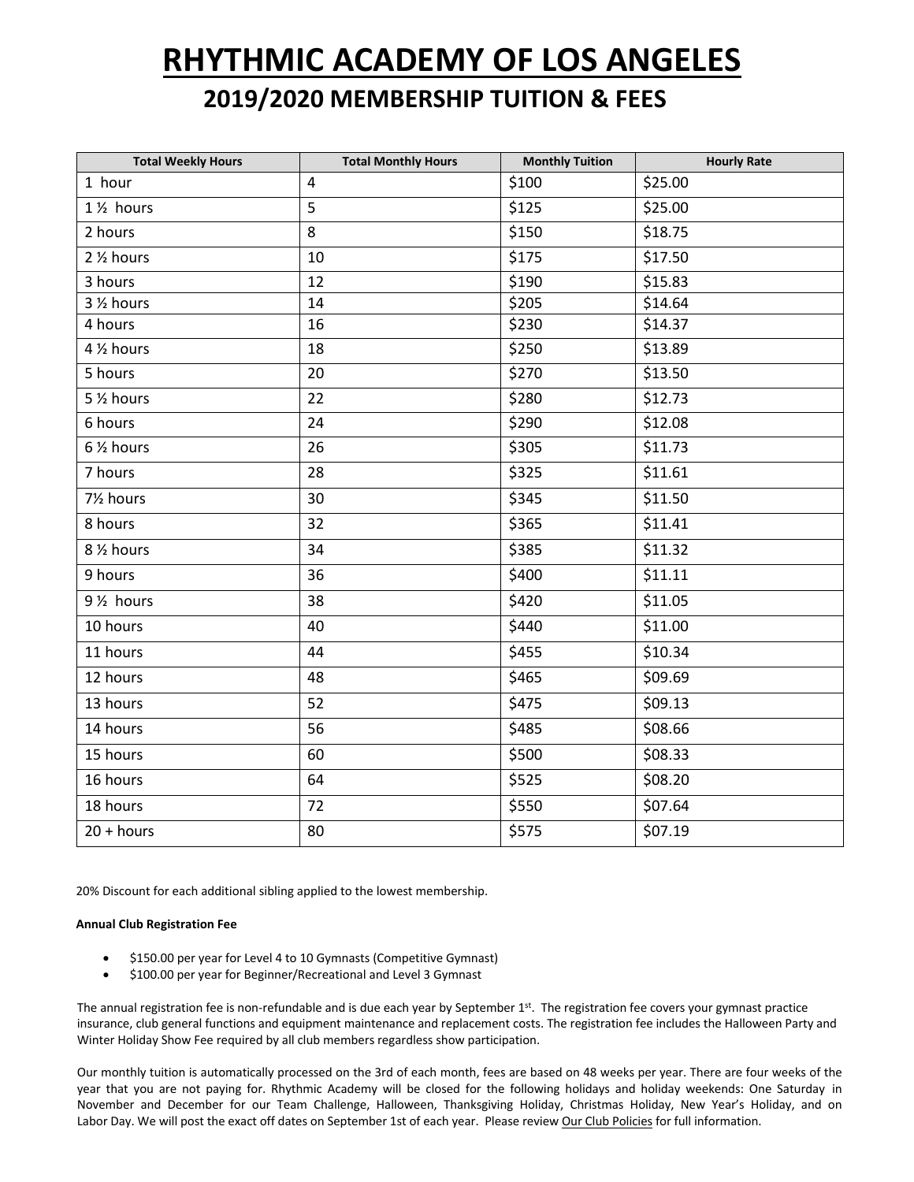# RHYTHMIC ACADEMY OF LOS ANGELES

## 2019/2020 MEMBERSHIP TUITION & FEES

| Total Weekly Hours | Total Monthly Hours | Monthly Tuition | Hourly Rate |
|---|---|---|---|
| 1 hour | 4 | $100 | $25.00 |
| 1 ½ hours | 5 | $125 | $25.00 |
| 2 hours | 8 | $150 | $18.75 |
| 2 ½ hours | 10 | $175 | $17.50 |
| 3 hours | 12 | $190 | $15.83 |
| 3 ½ hours | 14 | $205 | $14.64 |
| 4 hours | 16 | $230 | $14.37 |
| 4 ½ hours | 18 | $250 | $13.89 |
| 5 hours | 20 | $270 | $13.50 |
| 5 ½ hours | 22 | $280 | $12.73 |
| 6 hours | 24 | $290 | $12.08 |
| 6 ½ hours | 26 | $305 | $11.73 |
| 7 hours | 28 | $325 | $11.61 |
| 7½ hours | 30 | $345 | $11.50 |
| 8 hours | 32 | $365 | $11.41 |
| 8 ½ hours | 34 | $385 | $11.32 |
| 9 hours | 36 | $400 | $11.11 |
| 9 ½ hours | 38 | $420 | $11.05 |
| 10 hours | 40 | $440 | $11.00 |
| 11 hours | 44 | $455 | $10.34 |
| 12 hours | 48 | $465 | $09.69 |
| 13 hours | 52 | $475 | $09.13 |
| 14 hours | 56 | $485 | $08.66 |
| 15 hours | 60 | $500 | $08.33 |
| 16 hours | 64 | $525 | $08.20 |
| 18 hours | 72 | $550 | $07.64 |
| 20 + hours | 80 | $575 | $07.19 |

20% Discount for each additional sibling applied to the lowest membership.

**Annual Club Registration Fee**

- $150.00 per year for Level 4 to 10 Gymnasts (Competitive Gymnast)
- $100.00 per year for Beginner/Recreational and Level 3 Gymnast

The annual registration fee is non-refundable and is due each year by September 1st. The registration fee covers your gymnast practice insurance, club general functions and equipment maintenance and replacement costs. The registration fee includes the Halloween Party and Winter Holiday Show Fee required by all club members regardless show participation.

Our monthly tuition is automatically processed on the 3rd of each month, fees are based on 48 weeks per year. There are four weeks of the year that you are not paying for. Rhythmic Academy will be closed for the following holidays and holiday weekends: One Saturday in November and December for our Team Challenge, Halloween, Thanksgiving Holiday, Christmas Holiday, New Year's Holiday, and on Labor Day. We will post the exact off dates on September 1st of each year. Please review Our Club Policies for full information.